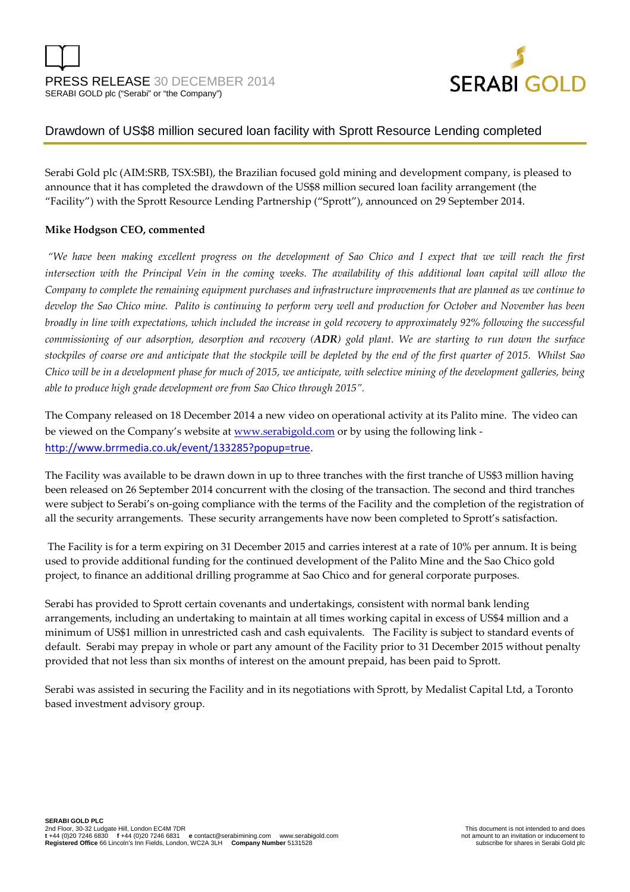PRESS RELEASE 30 DECEMBER 2014
SERABI GOLD plc ("Serabi" or "the Company")

SERABI GOLD

# Drawdown of US$8 million secured loan facility with Sprott Resource Lending completed

Serabi Gold plc (AIM:SRB, TSX:SBI), the Brazilian focused gold mining and development company, is pleased to announce that it has completed the drawdown of the US$8 million secured loan facility arrangement (the "Facility") with the Sprott Resource Lending Partnership ("Sprott"), announced on 29 September 2014.

**Mike Hodgson CEO, commented**

*"We have been making excellent progress on the development of Sao Chico and I expect that we will reach the first intersection with the Principal Vein in the coming weeks. The availability of this additional loan capital will allow the Company to complete the remaining equipment purchases and infrastructure improvements that are planned as we continue to develop the Sao Chico mine. Palito is continuing to perform very well and production for October and November has been broadly in line with expectations, which included the increase in gold recovery to approximately 92% following the successful commissioning of our adsorption, desorption and recovery (**ADR**) gold plant. We are starting to run down the surface stockpiles of coarse ore and anticipate that the stockpile will be depleted by the end of the first quarter of 2015. Whilst Sao Chico will be in a development phase for much of 2015, we anticipate, with selective mining of the development galleries, being able to produce high grade development ore from Sao Chico through 2015".*

The Company released on 18 December 2014 a new video on operational activity at its Palito mine. The video can be viewed on the Company's website at www.serabigold.com or by using the following link - http://www.brrmedia.co.uk/event/133285?popup=true.

The Facility was available to be drawn down in up to three tranches with the first tranche of US$3 million having been released on 26 September 2014 concurrent with the closing of the transaction. The second and third tranches were subject to Serabi's on-going compliance with the terms of the Facility and the completion of the registration of all the security arrangements. These security arrangements have now been completed to Sprott's satisfaction.

The Facility is for a term expiring on 31 December 2015 and carries interest at a rate of 10% per annum. It is being used to provide additional funding for the continued development of the Palito Mine and the Sao Chico gold project, to finance an additional drilling programme at Sao Chico and for general corporate purposes.

Serabi has provided to Sprott certain covenants and undertakings, consistent with normal bank lending arrangements, including an undertaking to maintain at all times working capital in excess of US$4 million and a minimum of US$1 million in unrestricted cash and cash equivalents. The Facility is subject to standard events of default. Serabi may prepay in whole or part any amount of the Facility prior to 31 December 2015 without penalty provided that not less than six months of interest on the amount prepaid, has been paid to Sprott.

Serabi was assisted in securing the Facility and in its negotiations with Sprott, by Medalist Capital Ltd, a Toronto based investment advisory group.

**SERABI GOLD PLC**
2nd Floor, 30-32 Ludgate Hill, London EC4M 7DR
**t** +44 (0)20 7246 6830 **f** +44 (0)20 7246 6831 **e** contact@serabimining.com www.serabigold.com
**Registered Office** 66 Lincoln's Inn Fields, London, WC2A 3LH **Company Number** 5131528

This document is not intended to and does not amount to an invitation or inducement to subscribe for shares in Serabi Gold plc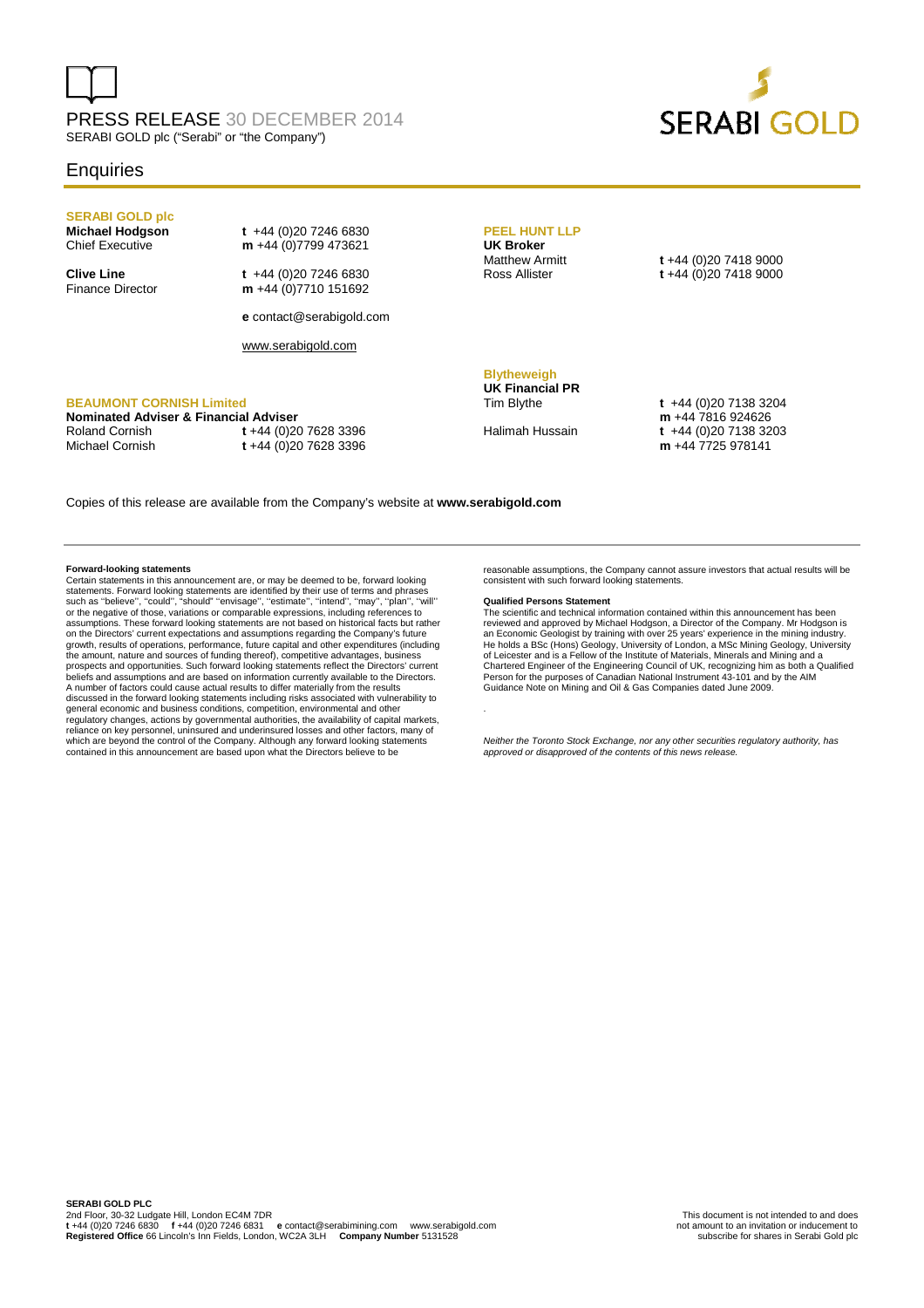PRESS RELEASE 30 DECEMBER 2014
SERABI GOLD plc ("Serabi" or "the Company")

## Enquiries

**SERABI GOLD plc**

**Michael Hodgson** — Chief Executive
**t** +44 (0)20 7246 6830
**m** +44 (0)7799 473621

**Clive Line** — Finance Director
**t** +44 (0)20 7246 6830
**m** +44 (0)7710 151692

**e** contact@serabigold.com

www.serabigold.com

**BEAUMONT CORNISH Limited**
**Nominated Adviser & Financial Adviser**
Roland Cornish **t** +44 (0)20 7628 3396
Michael Cornish **t** +44 (0)20 7628 3396

**PEEL HUNT LLP**
**UK Broker**
Matthew Armitt **t** +44 (0)20 7418 9000
Ross Allister **t** +44 (0)20 7418 9000

**Blytheweigh**
**UK Financial PR**
Tim Blythe **t** +44 (0)20 7138 3204
**m** +44 7816 924626
Halimah Hussain **t** +44 (0)20 7138 3203
**m** +44 7725 978141

Copies of this release are available from the Company's website at **www.serabigold.com**

**Forward-looking statements**

Certain statements in this announcement are, or may be deemed to be, forward looking statements. Forward looking statements are identified by their use of terms and phrases such as ''believe'', ''could'', "should" ''envisage'', ''estimate'', ''intend'', ''may'', ''plan'', ''will'' or the negative of those, variations or comparable expressions, including references to assumptions. These forward looking statements are not based on historical facts but rather on the Directors' current expectations and assumptions regarding the Company's future growth, results of operations, performance, future capital and other expenditures (including the amount, nature and sources of funding thereof), competitive advantages, business prospects and opportunities. Such forward looking statements reflect the Directors' current beliefs and assumptions and are based on information currently available to the Directors. A number of factors could cause actual results to differ materially from the results discussed in the forward looking statements including risks associated with vulnerability to general economic and business conditions, competition, environmental and other regulatory changes, actions by governmental authorities, the availability of capital markets, reliance on key personnel, uninsured and underinsured losses and other factors, many of which are beyond the control of the Company. Although any forward looking statements contained in this announcement are based upon what the Directors believe to be reasonable assumptions, the Company cannot assure investors that actual results will be consistent with such forward looking statements.

**Qualified Persons Statement**

The scientific and technical information contained within this announcement has been reviewed and approved by Michael Hodgson, a Director of the Company. Mr Hodgson is an Economic Geologist by training with over 25 years' experience in the mining industry. He holds a BSc (Hons) Geology, University of London, a MSc Mining Geology, University of Leicester and is a Fellow of the Institute of Materials, Minerals and Mining and a Chartered Engineer of the Engineering Council of UK, recognizing him as both a Qualified Person for the purposes of Canadian National Instrument 43-101 and by the AIM Guidance Note on Mining and Oil & Gas Companies dated June 2009.

*Neither the Toronto Stock Exchange, nor any other securities regulatory authority, has approved or disapproved of the contents of this news release.*

**SERABI GOLD PLC**
2nd Floor, 30-32 Ludgate Hill, London EC4M 7DR
**t** +44 (0)20 7246 6830 **f** +44 (0)20 7246 6831 **e** contact@serabimining.com www.serabigold.com
**Registered Office** 66 Lincoln's Inn Fields, London, WC2A 3LH **Company Number** 5131528

This document is not intended to and does not amount to an invitation or inducement to subscribe for shares in Serabi Gold plc